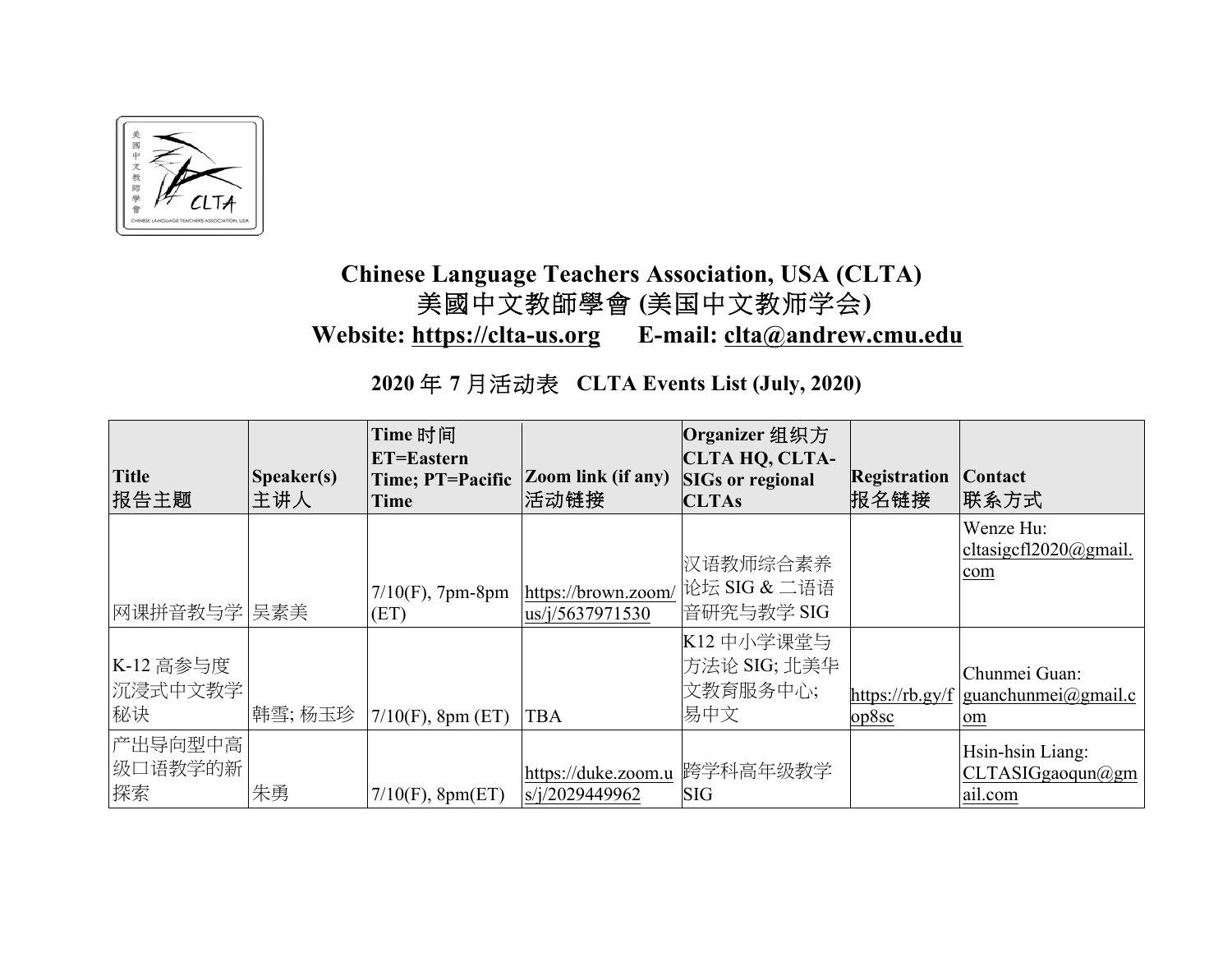# Chinese Language Teachers Association, USA (CLTA)

# 美國中文教師學會 (美国中文教师学会)

**Website: https://clta-us.org      E-mail: clta@andrew.cmu.edu**

## 2020 年 7 月活动表   CLTA Events List (July, 2020)

| Title 报告主题 | Speaker(s) 主讲人 | Time 时间 ET=Eastern Time; PT=Pacific Time | Zoom link (if any) 活动链接 | Organizer 组织方 CLTA HQ, CLTA-SIGs or regional CLTAs | Registration 报名链接 | Contact 联系方式 |
|---|---|---|---|---|---|---|
| 网课拼音教与学 | 吴素美 | 7/10(F), 7pm-8pm (ET) | https://brown.zoom.us/j/5637971530 | 汉语教师综合素养论坛 SIG & 二语语音研究与教学 SIG | | Wenze Hu: cltasigcfl2020@gmail.com |
| K-12 高参与度沉浸式中文教学秘诀 | 韩雪; 杨玉珍 | 7/10(F), 8pm (ET) | TBA | K12 中小学课堂与方法论 SIG; 北美华文教育服务中心; 易中文 | https://rb.gy/fop8sc | Chunmei Guan: guanchunmei@gmail.com |
| 产出导向型中高级口语教学的新探索 | 朱勇 | 7/10(F), 8pm(ET) | https://duke.zoom.us/j/2029449962 | 跨学科高年级教学 SIG | | Hsin-hsin Liang: CLTASIGgaoqun@gmail.com |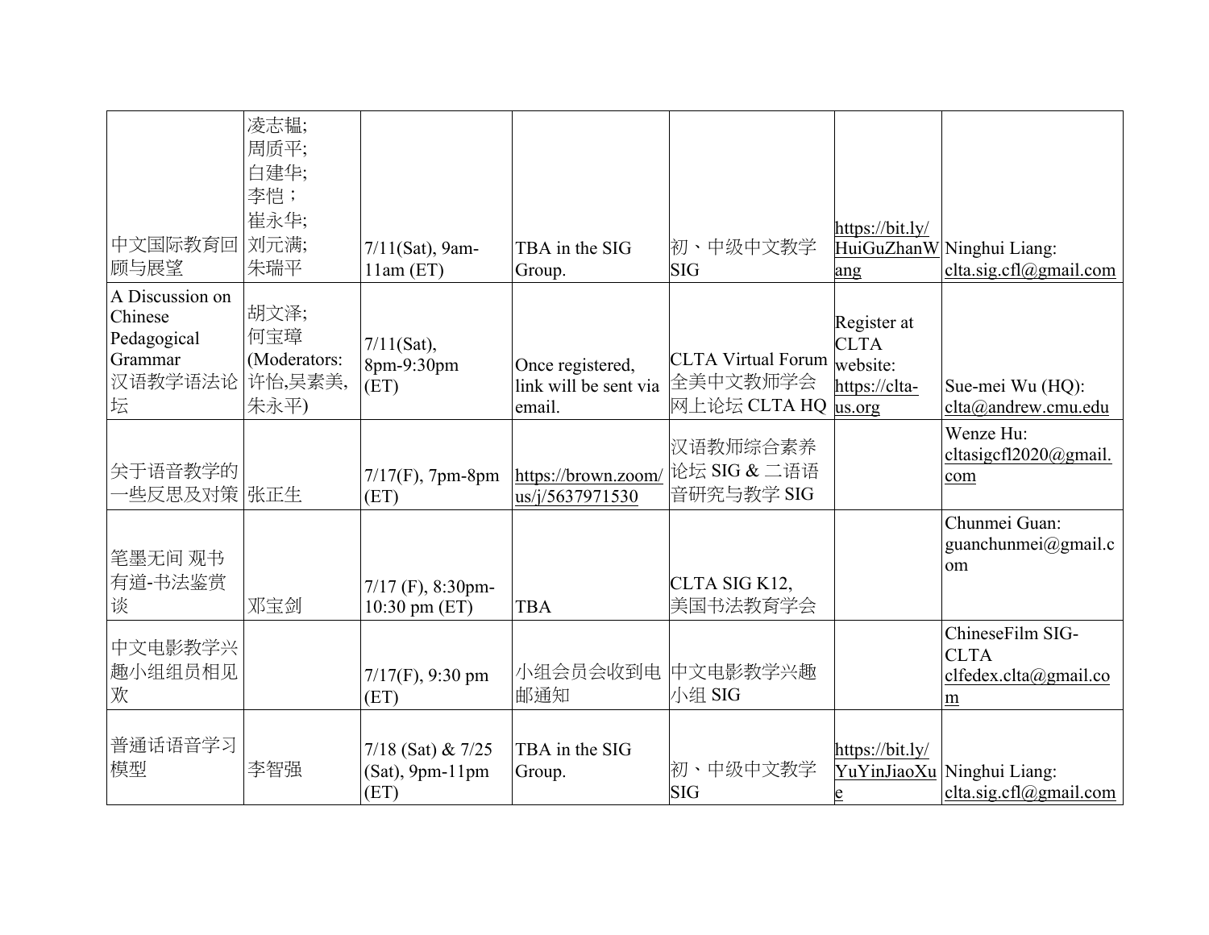| | | | | | | |
|---|---|---|---|---|---|---|
| 中文国际教育回顾与展望 | 凌志韫;<br>周质平;<br>白建华;<br>李恺；<br>崔永华;<br>刘元满;<br>朱瑞平 | 7/11(Sat), 9am-11am (ET) | TBA in the SIG Group. | 初、中级中文教学SIG | https://bit.ly/HuiGuZhanWang | Ninghui Liang: clta.sig.cfl@gmail.com |
| A Discussion on Chinese Pedagogical Grammar 汉语教学语法论坛 | 胡文泽;<br>何宝璋<br>(Moderators: 许怡,吴素美,朱永平) | 7/11(Sat), 8pm-9:30pm (ET) | Once registered, link will be sent via email. | CLTA Virtual Forum 全美中文教师学会网上论坛 CLTA HQ | Register at CLTA website: https://clta-us.org | Sue-mei Wu (HQ): clta@andrew.cmu.edu |
| 关于语音教学的一些反思及对策 | 张正生 | 7/17(F), 7pm-8pm (ET) | https://brown.zoom/us/j/5637971530 | 汉语教师综合素养论坛 SIG & 二语语音研究与教学 SIG | | Wenze Hu: cltasigcfl2020@gmail.com |
| 笔墨无间 观书有道-书法鉴赏谈 | 邓宝剑 | 7/17 (F), 8:30pm-10:30 pm (ET) | TBA | CLTA SIG K12, 美国书法教育学会 | | Chunmei Guan: guanchunmei@gmail.com |
| 中文电影教学兴趣小组组员相见欢 | | 7/17(F), 9:30 pm (ET) | 小组会员会收到电邮通知 | 中文电影教学兴趣小组 SIG | | ChineseFilm SIG-CLTA clfedex.clta@gmail.com |
| 普通话语音学习模型 | 李智强 | 7/18 (Sat) & 7/25 (Sat), 9pm-11pm (ET) | TBA in the SIG Group. | 初、中级中文教学SIG | https://bit.ly/YuYinJiaoXue | Ninghui Liang: clta.sig.cfl@gmail.com |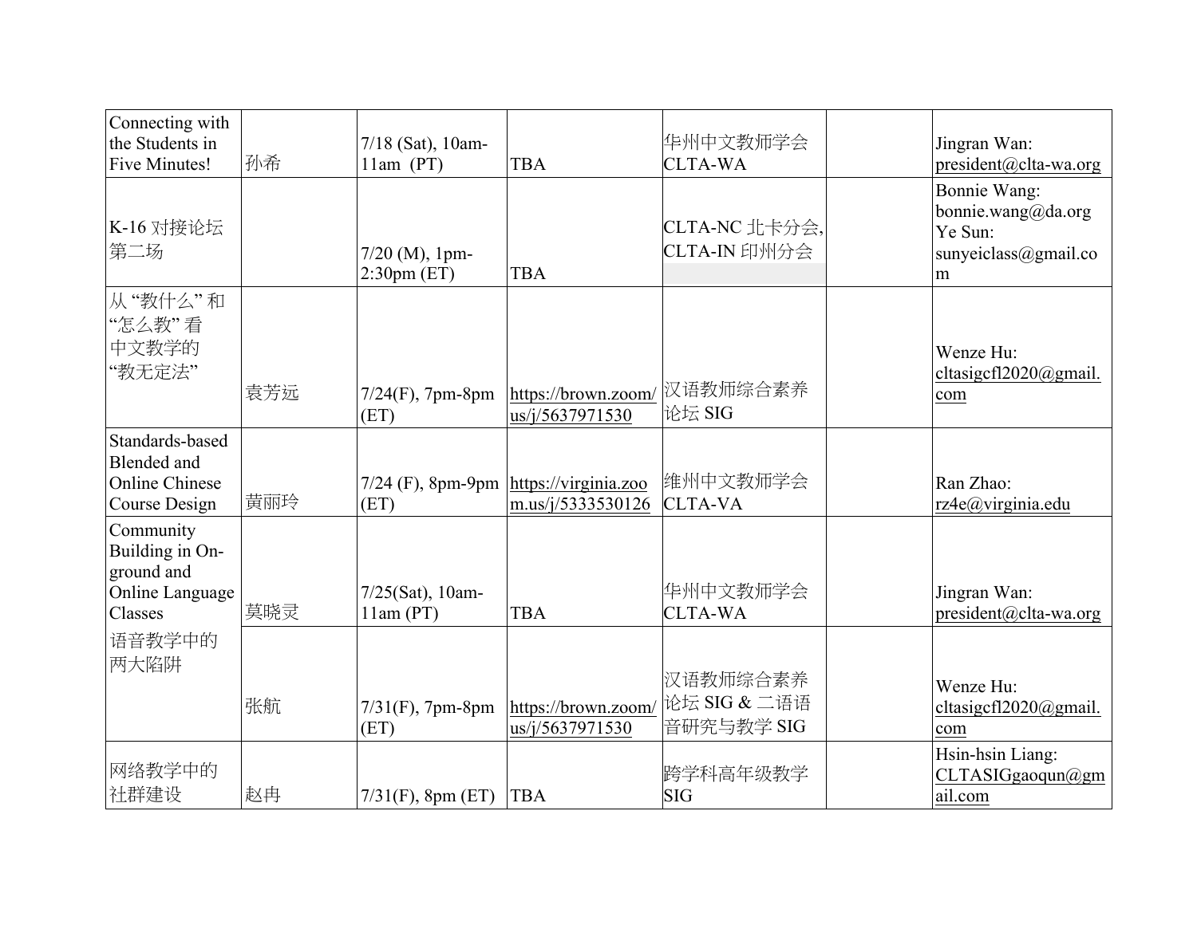| | | | | | | |
|---|---|---|---|---|---|---|
| Connecting with the Students in Five Minutes! | 孙希 | 7/18 (Sat), 10am-11am (PT) | TBA | 华州中文教师学会 CLTA-WA | | Jingran Wan: president@clta-wa.org |
| K-16 对接论坛第二场 | | 7/20 (M), 1pm-2:30pm (ET) | TBA | CLTA-NC 北卡分会, CLTA-IN 印州分会 | | Bonnie Wang: bonnie.wang@da.org Ye Sun: sunyeiclass@gmail.com |
| 从 "教什么" 和 "怎么教" 看中文教学的 "教无定法" | 袁芳远 | 7/24(F), 7pm-8pm (ET) | https://brown.zoom/us/j/5637971530 | 汉语教师综合素养论坛 SIG | | Wenze Hu: cltasigcfl2020@gmail.com |
| Standards-based Blended and Online Chinese Course Design | 黄丽玲 | 7/24 (F), 8pm-9pm (ET) | https://virginia.zoom.us/j/5333530126 | 维州中文教师学会 CLTA-VA | | Ran Zhao: rz4e@virginia.edu |
| Community Building in On-ground and Online Language Classes | 莫晓灵 | 7/25(Sat), 10am-11am (PT) | TBA | 华州中文教师学会 CLTA-WA | | Jingran Wan: president@clta-wa.org |
| 语音教学中的两大陷阱 | 张航 | 7/31(F), 7pm-8pm (ET) | https://brown.zoom/us/j/5637971530 | 汉语教师综合素养论坛 SIG & 二语语音研究与教学 SIG | | Wenze Hu: cltasigcfl2020@gmail.com |
| 网络教学中的社群建设 | 赵冉 | 7/31(F), 8pm (ET) | TBA | 跨学科高年级教学 SIG | | Hsin-hsin Liang: CLTASIGgaoqun@gmail.com |